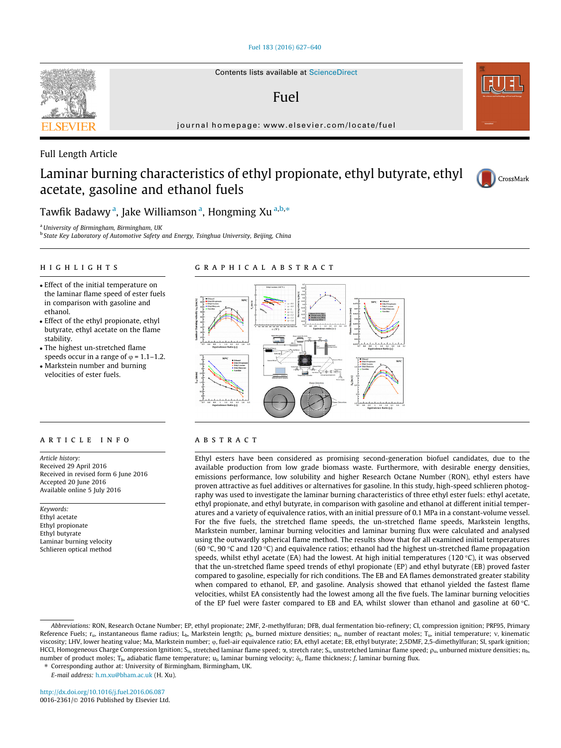Contents lists available at ScienceDirect

# Fuel

journal homepage: www.elsevier.com/locate/fuel

Full Length Article

# Laminar burning characteristics of ethyl propionate, ethyl butyrate, ethyl acetate, gasoline and ethanol fuels

Tawfik Badawy [a], Jake Williamson [a], Hongming Xu [a,b,*]

[a] University of Birmingham, Birmingham, UK

[b] State Key Laboratory of Automotive Safety and Energy, Tsinghua University, Beijing, China

## HIGHLIGHTS

- Effect of the initial temperature on the laminar flame speed of ester fuels in comparison with gasoline and ethanol.
- Effect of the ethyl propionate, ethyl butyrate, ethyl acetate on the flame stability.
- The highest un-stretched flame speeds occur in a range of φ = 1.1–1.2.
- Markstein number and burning velocities of ester fuels.

## GRAPHICAL ABSTRACT

## ARTICLE INFO

*Article history:*
Received 29 April 2016
Received in revised form 6 June 2016
Accepted 20 June 2016
Available online 5 July 2016

*Keywords:*
Ethyl acetate
Ethyl propionate
Ethyl butyrate
Laminar burning velocity
Schlieren optical method

## ABSTRACT

Ethyl esters have been considered as promising second-generation biofuel candidates, due to the available production from low grade biomass waste. Furthermore, with desirable energy densities, emissions performance, low solubility and higher Research Octane Number (RON), ethyl esters have proven attractive as fuel additives or alternatives for gasoline. In this study, high-speed schlieren photography was used to investigate the laminar burning characteristics of three ethyl ester fuels: ethyl acetate, ethyl propionate, and ethyl butyrate, in comparison with gasoline and ethanol at different initial temperatures and a variety of equivalence ratios, with an initial pressure of 0.1 MPa in a constant-volume vessel. For the five fuels, the stretched flame speeds, the un-stretched flame speeds, Markstein lengths, Markstein number, laminar burning velocities and laminar burning flux were calculated and analysed using the outwardly spherical flame method. The results show that for all examined initial temperatures (60 °C, 90 °C and 120 °C) and equivalence ratios; ethanol had the highest un-stretched flame propagation speeds, whilst ethyl acetate (EA) had the lowest. At high initial temperatures (120 °C), it was observed that the un-stretched flame speed trends of ethyl propionate (EP) and ethyl butyrate (EB) proved faster compared to gasoline, especially for rich conditions. The EB and EA flames demonstrated greater stability when compared to ethanol, EP, and gasoline. Analysis showed that ethanol yielded the fastest flame velocities, whilst EA consistently had the lowest among all the five fuels. The laminar burning velocities of the EP fuel were faster compared to EB and EA, whilst slower than ethanol and gasoline at 60 °C.

*Abbreviations:* RON, Research Octane Number; EP, ethyl propionate; 2MF, 2-methylfuran; DFB, dual fermentation bio-refinery; CI, compression ignition; PRF95, Primary Reference Fuels; $r_u$, instantaneous flame radius; $L_b$, Markstein length; $\rho_b$, burned mixture densities; $n_u$, number of reactant moles; $T_u$, initial temperature; ν, kinematic viscosity; LHV, lower heating value; Ma, Markstein number; φ, fuel-air equivalence ratio; EA, ethyl acetate; EB, ethyl butyrate; 2,5DMF, 2,5-dimethylfuran; SI, spark ignition; HCCI, Homogeneous Charge Compression Ignition; $S_n$, stretched laminar flame speed; α, stretch rate; $S_s$, unstretched laminar flame speed; $\rho_u$, unburned mixture densities; $n_b$, number of product moles; $T_b$, adiabatic flame temperature; $u_l$, laminar burning velocity; $\delta_L$, flame thickness; *f*, laminar burning flux.

\* Corresponding author at: University of Birmingham, Birmingham, UK.

*E-mail address:* h.m.xu@bham.ac.uk (H. Xu).

http://dx.doi.org/10.1016/j.fuel.2016.06.087
0016-2361/© 2016 Published by Elsevier Ltd.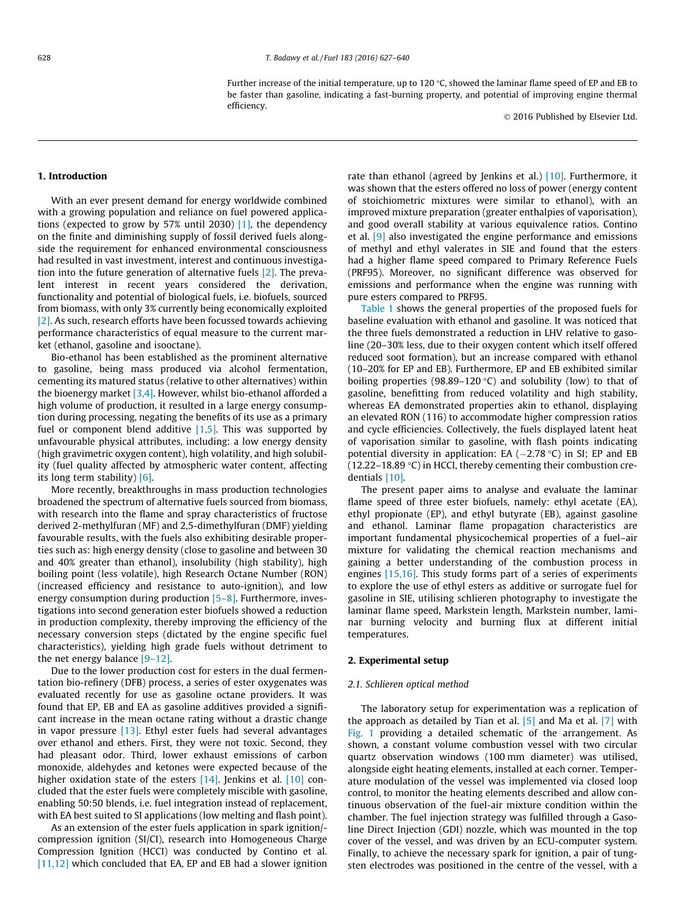Further increase of the initial temperature, up to 120 °C, showed the laminar flame speed of EP and EB to be faster than gasoline, indicating a fast-burning property, and potential of improving engine thermal efficiency.

© 2016 Published by Elsevier Ltd.

## 1. Introduction

With an ever present demand for energy worldwide combined with a growing population and reliance on fuel powered applications (expected to grow by 57% until 2030) [1], the dependency on the finite and diminishing supply of fossil derived fuels alongside the requirement for enhanced environmental consciousness had resulted in vast investment, interest and continuous investigation into the future generation of alternative fuels [2]. The prevalent interest in recent years considered the derivation, functionality and potential of biological fuels, i.e. biofuels, sourced from biomass, with only 3% currently being economically exploited [2]. As such, research efforts have been focussed towards achieving performance characteristics of equal measure to the current market (ethanol, gasoline and isooctane).

Bio-ethanol has been established as the prominent alternative to gasoline, being mass produced via alcohol fermentation, cementing its matured status (relative to other alternatives) within the bioenergy market [3,4]. However, whilst bio-ethanol afforded a high volume of production, it resulted in a large energy consumption during processing, negating the benefits of its use as a primary fuel or component blend additive [1,5]. This was supported by unfavourable physical attributes, including: a low energy density (high gravimetric oxygen content), high volatility, and high solubility (fuel quality affected by atmospheric water content, affecting its long term stability) [6].

More recently, breakthroughs in mass production technologies broadened the spectrum of alternative fuels sourced from biomass, with research into the flame and spray characteristics of fructose derived 2-methylfuran (MF) and 2,5-dimethylfuran (DMF) yielding favourable results, with the fuels also exhibiting desirable properties such as: high energy density (close to gasoline and between 30 and 40% greater than ethanol), insolubility (high stability), high boiling point (less volatile), high Research Octane Number (RON) (increased efficiency and resistance to auto-ignition), and low energy consumption during production [5–8]. Furthermore, investigations into second generation ester biofuels showed a reduction in production complexity, thereby improving the efficiency of the necessary conversion steps (dictated by the engine specific fuel characteristics), yielding high grade fuels without detriment to the net energy balance [9–12].

Due to the lower production cost for esters in the dual fermentation bio-refinery (DFB) process, a series of ester oxygenates was evaluated recently for use as gasoline octane providers. It was found that EP, EB and EA as gasoline additives provided a significant increase in the mean octane rating without a drastic change in vapor pressure [13]. Ethyl ester fuels had several advantages over ethanol and ethers. First, they were not toxic. Second, they had pleasant odor. Third, lower exhaust emissions of carbon monoxide, aldehydes and ketones were expected because of the higher oxidation state of the esters [14]. Jenkins et al. [10] concluded that the ester fuels were completely miscible with gasoline, enabling 50:50 blends, i.e. fuel integration instead of replacement, with EA best suited to SI applications (low melting and flash point).

As an extension of the ester fuels application in spark ignition/compression ignition (SI/CI), research into Homogeneous Charge Compression Ignition (HCCI) was conducted by Contino et al. [11,12] which concluded that EA, EP and EB had a slower ignition rate than ethanol (agreed by Jenkins et al.) [10]. Furthermore, it was shown that the esters offered no loss of power (energy content of stoichiometric mixtures were similar to ethanol), with an improved mixture preparation (greater enthalpies of vaporisation), and good overall stability at various equivalence ratios. Contino et al. [9] also investigated the engine performance and emissions of methyl and ethyl valerates in SIE and found that the esters had a higher flame speed compared to Primary Reference Fuels (PRF95). Moreover, no significant difference was observed for emissions and performance when the engine was running with pure esters compared to PRF95.

Table 1 shows the general properties of the proposed fuels for baseline evaluation with ethanol and gasoline. It was noticed that the three fuels demonstrated a reduction in LHV relative to gasoline (20–30% less, due to their oxygen content which itself offered reduced soot formation), but an increase compared with ethanol (10–20% for EP and EB). Furthermore, EP and EB exhibited similar boiling properties (98.89–120 °C) and solubility (low) to that of gasoline, benefitting from reduced volatility and high stability, whereas EA demonstrated properties akin to ethanol, displaying an elevated RON (116) to accommodate higher compression ratios and cycle efficiencies. Collectively, the fuels displayed latent heat of vaporisation similar to gasoline, with flash points indicating potential diversity in application: EA (−2.78 °C) in SI; EP and EB (12.22–18.89 °C) in HCCI, thereby cementing their combustion credentials [10].

The present paper aims to analyse and evaluate the laminar flame speed of three ester biofuels, namely: ethyl acetate (EA), ethyl propionate (EP), and ethyl butyrate (EB), against gasoline and ethanol. Laminar flame propagation characteristics are important fundamental physicochemical properties of a fuel–air mixture for validating the chemical reaction mechanisms and gaining a better understanding of the combustion process in engines [15,16]. This study forms part of a series of experiments to explore the use of ethyl esters as additive or surrogate fuel for gasoline in SIE, utilising schlieren photography to investigate the laminar flame speed, Markstein length, Markstein number, laminar burning velocity and burning flux at different initial temperatures.

## 2. Experimental setup

### 2.1. Schlieren optical method

The laboratory setup for experimentation was a replication of the approach as detailed by Tian et al. [5] and Ma et al. [7] with Fig. 1 providing a detailed schematic of the arrangement. As shown, a constant volume combustion vessel with two circular quartz observation windows (100 mm diameter) was utilised, alongside eight heating elements, installed at each corner. Temperature modulation of the vessel was implemented via closed loop control, to monitor the heating elements described and allow continuous observation of the fuel-air mixture condition within the chamber. The fuel injection strategy was fulfilled through a Gasoline Direct Injection (GDI) nozzle, which was mounted in the top cover of the vessel, and was driven by an ECU-computer system. Finally, to achieve the necessary spark for ignition, a pair of tungsten electrodes was positioned in the centre of the vessel, with a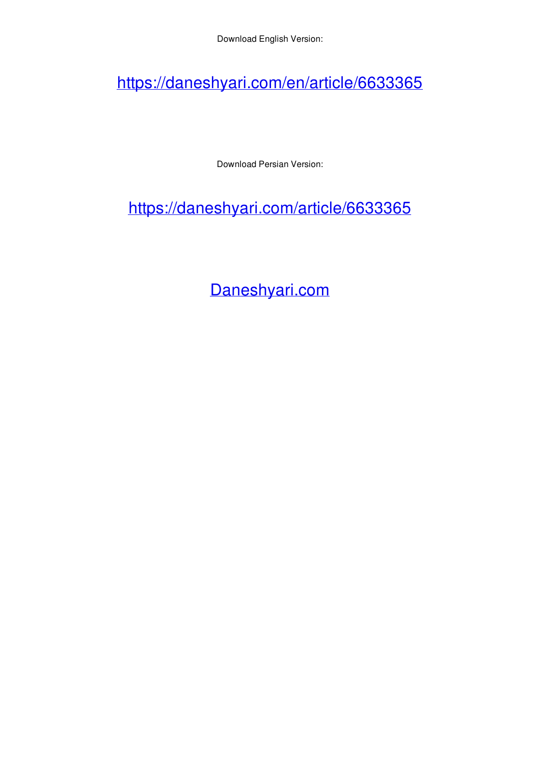Download English Version:

https://daneshyari.com/en/article/6633365

Download Persian Version:

https://daneshyari.com/article/6633365

Daneshyari.com